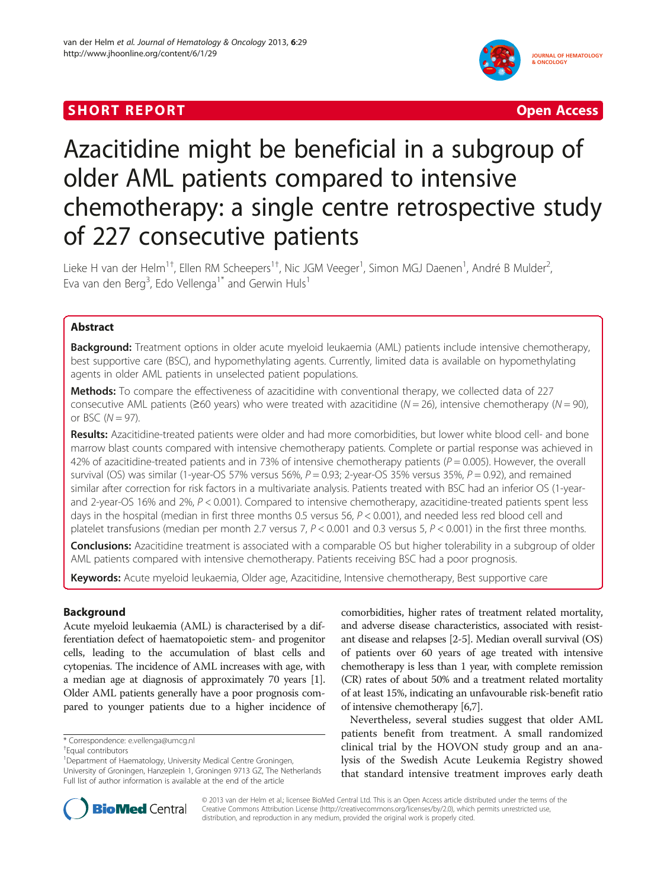SHORT REPORT **Open Access**

# Azacitidine might be beneficial in a subgroup of older AML patients compared to intensive chemotherapy: a single centre retrospective study of 227 consecutive patients

Lieke H van der Helm[1†], Ellen RM Scheepers[1†], Nic JGM Veeger[1], Simon MGJ Daenen[1], André B Mulder[2], Eva van den Berg[3], Edo Vellenga[1*] and Gerwin Huls[1]

## Abstract

**Background:** Treatment options in older acute myeloid leukaemia (AML) patients include intensive chemotherapy, best supportive care (BSC), and hypomethylating agents. Currently, limited data is available on hypomethylating agents in older AML patients in unselected patient populations.

**Methods:** To compare the effectiveness of azacitidine with conventional therapy, we collected data of 227 consecutive AML patients (≥60 years) who were treated with azacitidine ($N = 26$), intensive chemotherapy ($N = 90$), or BSC ($N = 97$).

**Results:** Azacitidine-treated patients were older and had more comorbidities, but lower white blood cell- and bone marrow blast counts compared with intensive chemotherapy patients. Complete or partial response was achieved in 42% of azacitidine-treated patients and in 73% of intensive chemotherapy patients ($P = 0.005$). However, the overall survival (OS) was similar (1-year-OS 57% versus 56%, $P = 0.93$; 2-year-OS 35% versus 35%, $P = 0.92$), and remained similar after correction for risk factors in a multivariate analysis. Patients treated with BSC had an inferior OS (1-year- and 2-year-OS 16% and 2%, $P < 0.001$). Compared to intensive chemotherapy, azacitidine-treated patients spent less days in the hospital (median in first three months 0.5 versus 56, $P < 0.001$), and needed less red blood cell and platelet transfusions (median per month 2.7 versus 7, $P < 0.001$ and 0.3 versus 5, $P < 0.001$) in the first three months.

**Conclusions:** Azacitidine treatment is associated with a comparable OS but higher tolerability in a subgroup of older AML patients compared with intensive chemotherapy. Patients receiving BSC had a poor prognosis.

**Keywords:** Acute myeloid leukaemia, Older age, Azacitidine, Intensive chemotherapy, Best supportive care

## Background

Acute myeloid leukaemia (AML) is characterised by a differentiation defect of haematopoietic stem- and progenitor cells, leading to the accumulation of blast cells and cytopenias. The incidence of AML increases with age, with a median age at diagnosis of approximately 70 years [1]. Older AML patients generally have a poor prognosis compared to younger patients due to a higher incidence of comorbidities, higher rates of treatment related mortality, and adverse disease characteristics, associated with resistant disease and relapses [2-5]. Median overall survival (OS) of patients over 60 years of age treated with intensive chemotherapy is less than 1 year, with complete remission (CR) rates of about 50% and a treatment related mortality of at least 15%, indicating an unfavourable risk-benefit ratio of intensive chemotherapy [6,7].

Nevertheless, several studies suggest that older AML patients benefit from treatment. A small randomized clinical trial by the HOVON study group and an analysis of the Swedish Acute Leukemia Registry showed that standard intensive treatment improves early death

\* Correspondence: e.vellenga@umcg.nl
†Equal contributors
[1]Department of Haematology, University Medical Centre Groningen, University of Groningen, Hanzeplein 1, Groningen 9713 GZ, The Netherlands
Full list of author information is available at the end of the article

© 2013 van der Helm et al.; licensee BioMed Central Ltd. This is an Open Access article distributed under the terms of the Creative Commons Attribution License (http://creativecommons.org/licenses/by/2.0), which permits unrestricted use, distribution, and reproduction in any medium, provided the original work is properly cited.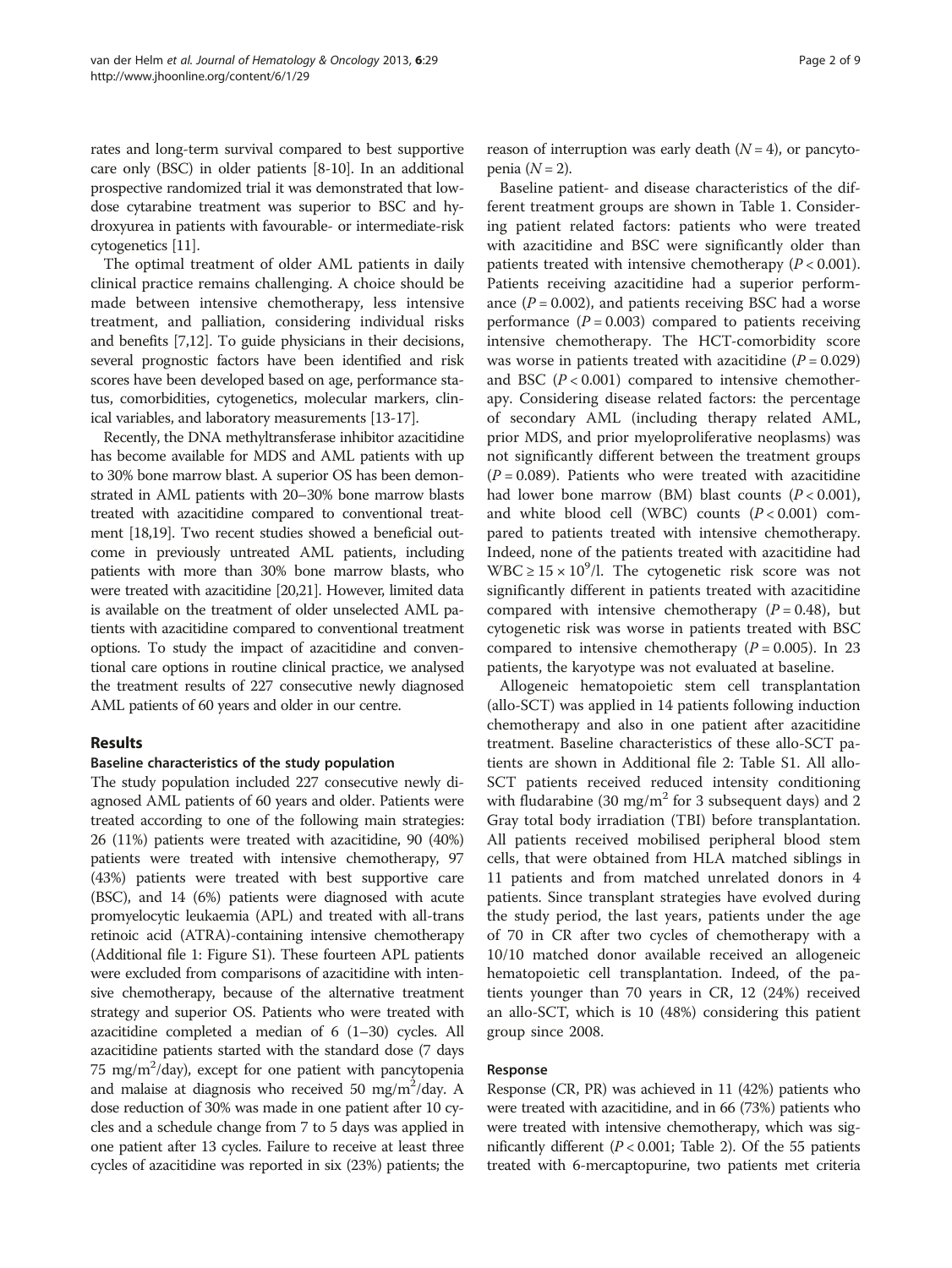rates and long-term survival compared to best supportive care only (BSC) in older patients [8-10]. In an additional prospective randomized trial it was demonstrated that low-dose cytarabine treatment was superior to BSC and hydroxyurea in patients with favourable- or intermediate-risk cytogenetics [11].

The optimal treatment of older AML patients in daily clinical practice remains challenging. A choice should be made between intensive chemotherapy, less intensive treatment, and palliation, considering individual risks and benefits [7,12]. To guide physicians in their decisions, several prognostic factors have been identified and risk scores have been developed based on age, performance status, comorbidities, cytogenetics, molecular markers, clinical variables, and laboratory measurements [13-17].

Recently, the DNA methyltransferase inhibitor azacitidine has become available for MDS and AML patients with up to 30% bone marrow blast. A superior OS has been demonstrated in AML patients with 20–30% bone marrow blasts treated with azacitidine compared to conventional treatment [18,19]. Two recent studies showed a beneficial outcome in previously untreated AML patients, including patients with more than 30% bone marrow blasts, who were treated with azacitidine [20,21]. However, limited data is available on the treatment of older unselected AML patients with azacitidine compared to conventional treatment options. To study the impact of azacitidine and conventional care options in routine clinical practice, we analysed the treatment results of 227 consecutive newly diagnosed AML patients of 60 years and older in our centre.

## Results

### Baseline characteristics of the study population

The study population included 227 consecutive newly diagnosed AML patients of 60 years and older. Patients were treated according to one of the following main strategies: 26 (11%) patients were treated with azacitidine, 90 (40%) patients were treated with intensive chemotherapy, 97 (43%) patients were treated with best supportive care (BSC), and 14 (6%) patients were diagnosed with acute promyelocytic leukaemia (APL) and treated with all-trans retinoic acid (ATRA)-containing intensive chemotherapy (Additional file 1: Figure S1). These fourteen APL patients were excluded from comparisons of azacitidine with intensive chemotherapy, because of the alternative treatment strategy and superior OS. Patients who were treated with azacitidine completed a median of 6 (1–30) cycles. All azacitidine patients started with the standard dose (7 days 75 mg/m$^2$/day), except for one patient with pancytopenia and malaise at diagnosis who received 50 mg/m$^2$/day. A dose reduction of 30% was made in one patient after 10 cycles and a schedule change from 7 to 5 days was applied in one patient after 13 cycles. Failure to receive at least three cycles of azacitidine was reported in six (23%) patients; the reason of interruption was early death ($N = 4$), or pancytopenia ($N = 2$).

Baseline patient- and disease characteristics of the different treatment groups are shown in Table 1. Considering patient related factors: patients who were treated with azacitidine and BSC were significantly older than patients treated with intensive chemotherapy ($P < 0.001$). Patients receiving azacitidine had a superior performance ($P = 0.002$), and patients receiving BSC had a worse performance ($P = 0.003$) compared to patients receiving intensive chemotherapy. The HCT-comorbidity score was worse in patients treated with azacitidine ($P = 0.029$) and BSC ($P < 0.001$) compared to intensive chemotherapy. Considering disease related factors: the percentage of secondary AML (including therapy related AML, prior MDS, and prior myeloproliferative neoplasms) was not significantly different between the treatment groups ($P = 0.089$). Patients who were treated with azacitidine had lower bone marrow (BM) blast counts ($P < 0.001$), and white blood cell (WBC) counts ($P < 0.001$) compared to patients treated with intensive chemotherapy. Indeed, none of the patients treated with azacitidine had WBC $\geq 15 \times 10^9$/l. The cytogenetic risk score was not significantly different in patients treated with azacitidine compared with intensive chemotherapy ($P = 0.48$), but cytogenetic risk was worse in patients treated with BSC compared to intensive chemotherapy ($P = 0.005$). In 23 patients, the karyotype was not evaluated at baseline.

Allogeneic hematopoietic stem cell transplantation (allo-SCT) was applied in 14 patients following induction chemotherapy and also in one patient after azacitidine treatment. Baseline characteristics of these allo-SCT patients are shown in Additional file 2: Table S1. All allo-SCT patients received reduced intensity conditioning with fludarabine (30 mg/m$^2$ for 3 subsequent days) and 2 Gray total body irradiation (TBI) before transplantation. All patients received mobilised peripheral blood stem cells, that were obtained from HLA matched siblings in 11 patients and from matched unrelated donors in 4 patients. Since transplant strategies have evolved during the study period, the last years, patients under the age of 70 in CR after two cycles of chemotherapy with a 10/10 matched donor available received an allogeneic hematopoietic cell transplantation. Indeed, of the patients younger than 70 years in CR, 12 (24%) received an allo-SCT, which is 10 (48%) considering this patient group since 2008.

### Response

Response (CR, PR) was achieved in 11 (42%) patients who were treated with azacitidine, and in 66 (73%) patients who were treated with intensive chemotherapy, which was significantly different ($P < 0.001$; Table 2). Of the 55 patients treated with 6-mercaptopurine, two patients met criteria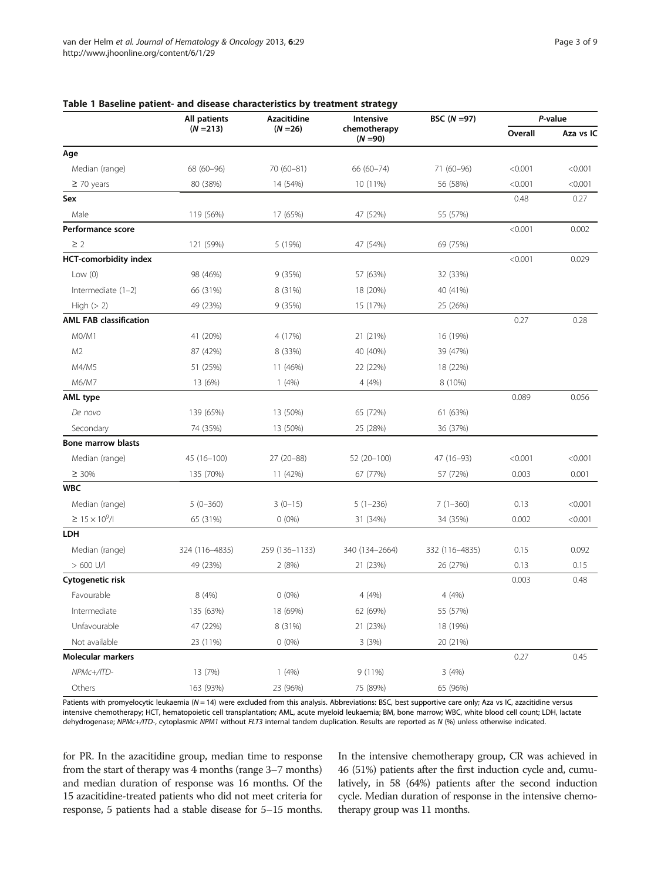**Table 1 Baseline patient- and disease characteristics by treatment strategy**

| | All patients ($N$ =213) | Azacitidine ($N$ =26) | Intensive chemotherapy ($N$ =90) | BSC ($N$ =97) | *P*-value | |
|---|---|---|---|---|---|---|
| | | | | | Overall | Aza vs IC |
| **Age** | | | | | | |
| Median (range) | 68 (60–96) | 70 (60–81) | 66 (60–74) | 71 (60–96) | <0.001 | <0.001 |
| ≥ 70 years | 80 (38%) | 14 (54%) | 10 (11%) | 56 (58%) | <0.001 | <0.001 |
| **Sex** | | | | | 0.48 | 0.27 |
| Male | 119 (56%) | 17 (65%) | 47 (52%) | 55 (57%) | | |
| **Performance score** | | | | | <0.001 | 0.002 |
| ≥ 2 | 121 (59%) | 5 (19%) | 47 (54%) | 69 (75%) | | |
| **HCT-comorbidity index** | | | | | <0.001 | 0.029 |
| Low (0) | 98 (46%) | 9 (35%) | 57 (63%) | 32 (33%) | | |
| Intermediate (1–2) | 66 (31%) | 8 (31%) | 18 (20%) | 40 (41%) | | |
| High (> 2) | 49 (23%) | 9 (35%) | 15 (17%) | 25 (26%) | | |
| **AML FAB classification** | | | | | 0.27 | 0.28 |
| M0/M1 | 41 (20%) | 4 (17%) | 21 (21%) | 16 (19%) | | |
| M2 | 87 (42%) | 8 (33%) | 40 (40%) | 39 (47%) | | |
| M4/M5 | 51 (25%) | 11 (46%) | 22 (22%) | 18 (22%) | | |
| M6/M7 | 13 (6%) | 1 (4%) | 4 (4%) | 8 (10%) | | |
| **AML type** | | | | | 0.089 | 0.056 |
| *De novo* | 139 (65%) | 13 (50%) | 65 (72%) | 61 (63%) | | |
| Secondary | 74 (35%) | 13 (50%) | 25 (28%) | 36 (37%) | | |
| **Bone marrow blasts** | | | | | | |
| Median (range) | 45 (16–100) | 27 (20–88) | 52 (20–100) | 47 (16–93) | <0.001 | <0.001 |
| ≥ 30% | 135 (70%) | 11 (42%) | 67 (77%) | 57 (72%) | 0.003 | 0.001 |
| **WBC** | | | | | | |
| Median (range) | 5 (0–360) | 3 (0–15) | 5 (1–236) | 7 (1–360) | 0.13 | <0.001 |
| ≥ 15 × $10^9$/l | 65 (31%) | 0 (0%) | 31 (34%) | 34 (35%) | 0.002 | <0.001 |
| **LDH** | | | | | | |
| Median (range) | 324 (116–4835) | 259 (136–1133) | 340 (134–2664) | 332 (116–4835) | 0.15 | 0.092 |
| > 600 U/l | 49 (23%) | 2 (8%) | 21 (23%) | 26 (27%) | 0.13 | 0.15 |
| **Cytogenetic risk** | | | | | 0.003 | 0.48 |
| Favourable | 8 (4%) | 0 (0%) | 4 (4%) | 4 (4%) | | |
| Intermediate | 135 (63%) | 18 (69%) | 62 (69%) | 55 (57%) | | |
| Unfavourable | 47 (22%) | 8 (31%) | 21 (23%) | 18 (19%) | | |
| Not available | 23 (11%) | 0 (0%) | 3 (3%) | 20 (21%) | | |
| **Molecular markers** | | | | | 0.27 | 0.45 |
| *NPMc+/ITD-* | 13 (7%) | 1 (4%) | 9 (11%) | 3 (4%) | | |
| Others | 163 (93%) | 23 (96%) | 75 (89%) | 65 (96%) | | |

Patients with promyelocytic leukaemia ($N$ = 14) were excluded from this analysis. Abbreviations: BSC, best supportive care only; Aza vs IC, azacitidine versus intensive chemotherapy; HCT, hematopoietic cell transplantation; AML, acute myeloid leukaemia; BM, bone marrow; WBC, white blood cell count; LDH, lactate dehydrogenase; *NPMc+/ITD-*, cytoplasmic *NPM1* without *FLT3* internal tandem duplication. Results are reported as N (%) unless otherwise indicated.

for PR. In the azacitidine group, median time to response from the start of therapy was 4 months (range 3–7 months) and median duration of response was 16 months. Of the 15 azacitidine-treated patients who did not meet criteria for response, 5 patients had a stable disease for 5–15 months. In the intensive chemotherapy group, CR was achieved in 46 (51%) patients after the first induction cycle and, cumulatively, in 58 (64%) patients after the second induction cycle. Median duration of response in the intensive chemotherapy group was 11 months.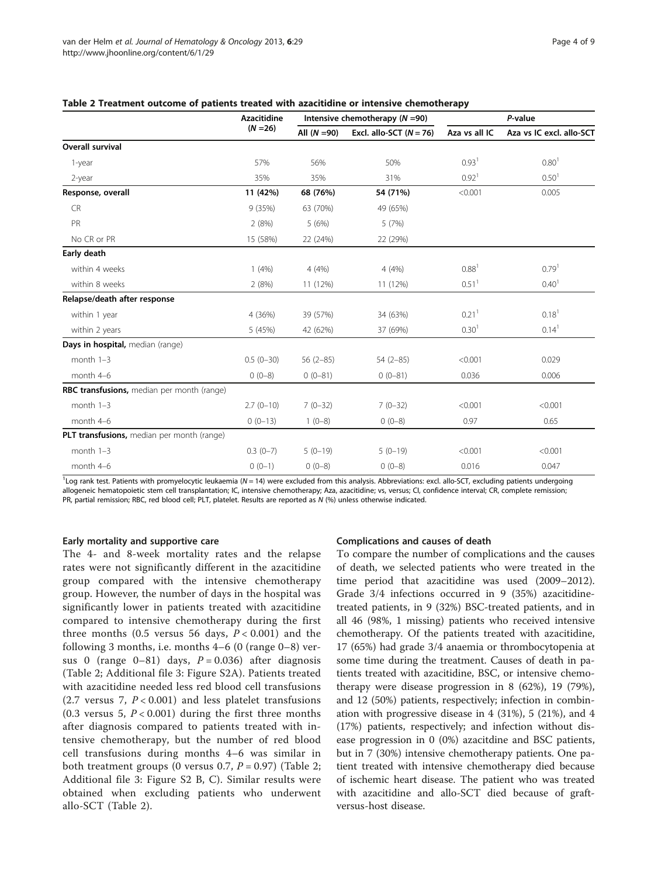**Table 2 Treatment outcome of patients treated with azacitidine or intensive chemotherapy**

| | Azacitidine ($N$ =26) | Intensive chemotherapy ($N$ =90) | | $P$-value | |
|---|---|---|---|---|---|
| | | All ($N$ =90) | Excl. allo-SCT ($N$ = 76) | Aza vs all IC | Aza vs IC excl. allo-SCT |
| **Overall survival** | | | | | |
| 1-year | 57% | 56% | 50% | 0.93[1] | 0.80[1] |
| 2-year | 35% | 35% | 31% | 0.92[1] | 0.50[1] |
| **Response, overall** | **11 (42%)** | **68 (76%)** | **54 (71%)** | <0.001 | 0.005 |
| CR | 9 (35%) | 63 (70%) | 49 (65%) | | |
| PR | 2 (8%) | 5 (6%) | 5 (7%) | | |
| No CR or PR | 15 (58%) | 22 (24%) | 22 (29%) | | |
| **Early death** | | | | | |
| within 4 weeks | 1 (4%) | 4 (4%) | 4 (4%) | 0.88[1] | 0.79[1] |
| within 8 weeks | 2 (8%) | 11 (12%) | 11 (12%) | 0.51[1] | 0.40[1] |
| **Relapse/death after response** | | | | | |
| within 1 year | 4 (36%) | 39 (57%) | 34 (63%) | 0.21[1] | 0.18[1] |
| within 2 years | 5 (45%) | 42 (62%) | 37 (69%) | 0.30[1] | 0.14[1] |
| **Days in hospital,** median (range) | | | | | |
| month 1–3 | 0.5 (0–30) | 56 (2–85) | 54 (2–85) | <0.001 | 0.029 |
| month 4–6 | 0 (0–8) | 0 (0–81) | 0 (0–81) | 0.036 | 0.006 |
| **RBC transfusions,** median per month (range) | | | | | |
| month 1–3 | 2.7 (0–10) | 7 (0–32) | 7 (0–32) | <0.001 | <0.001 |
| month 4–6 | 0 (0–13) | 1 (0–8) | 0 (0–8) | 0.97 | 0.65 |
| **PLT transfusions,** median per month (range) | | | | | |
| month 1–3 | 0.3 (0–7) | 5 (0–19) | 5 (0–19) | <0.001 | <0.001 |
| month 4–6 | 0 (0–1) | 0 (0–8) | 0 (0–8) | 0.016 | 0.047 |

[1]Log rank test. Patients with promyelocytic leukaemia ($N$ = 14) were excluded from this analysis. Abbreviations: excl. allo-SCT, excluding patients undergoing allogeneic hematopoietic stem cell transplantation; IC, intensive chemotherapy; Aza, azacitidine; vs, versus; CI, confidence interval; CR, complete remission; PR, partial remission; RBC, red blood cell; PLT, platelet. Results are reported as $N$ (%) unless otherwise indicated.

#### Early mortality and supportive care

The 4- and 8-week mortality rates and the relapse rates were not significantly different in the azacitidine group compared with the intensive chemotherapy group. However, the number of days in the hospital was significantly lower in patients treated with azacitidine compared to intensive chemotherapy during the first three months (0.5 versus 56 days, $P < 0.001$) and the following 3 months, i.e. months 4–6 (0 (range 0–8) versus 0 (range 0–81) days, $P = 0.036$) after diagnosis (Table 2; Additional file 3: Figure S2A). Patients treated with azacitidine needed less red blood cell transfusions (2.7 versus 7, $P < 0.001$) and less platelet transfusions (0.3 versus 5, $P < 0.001$) during the first three months after diagnosis compared to patients treated with intensive chemotherapy, but the number of red blood cell transfusions during months 4–6 was similar in both treatment groups (0 versus 0.7, $P = 0.97$) (Table 2; Additional file 3: Figure S2 B, C). Similar results were obtained when excluding patients who underwent allo-SCT (Table 2).

#### Complications and causes of death

To compare the number of complications and the causes of death, we selected patients who were treated in the time period that azacitidine was used (2009–2012). Grade 3/4 infections occurred in 9 (35%) azacitidine-treated patients, in 9 (32%) BSC-treated patients, and in all 46 (98%, 1 missing) patients who received intensive chemotherapy. Of the patients treated with azacitidine, 17 (65%) had grade 3/4 anaemia or thrombocytopenia at some time during the treatment. Causes of death in patients treated with azacitidine, BSC, or intensive chemotherapy were disease progression in 8 (62%), 19 (79%), and 12 (50%) patients, respectively; infection in combination with progressive disease in 4 (31%), 5 (21%), and 4 (17%) patients, respectively; and infection without disease progression in 0 (0%) azacitdine and BSC patients, but in 7 (30%) intensive chemotherapy patients. One patient treated with intensive chemotherapy died because of ischemic heart disease. The patient who was treated with azacitidine and allo-SCT died because of graft-versus-host disease.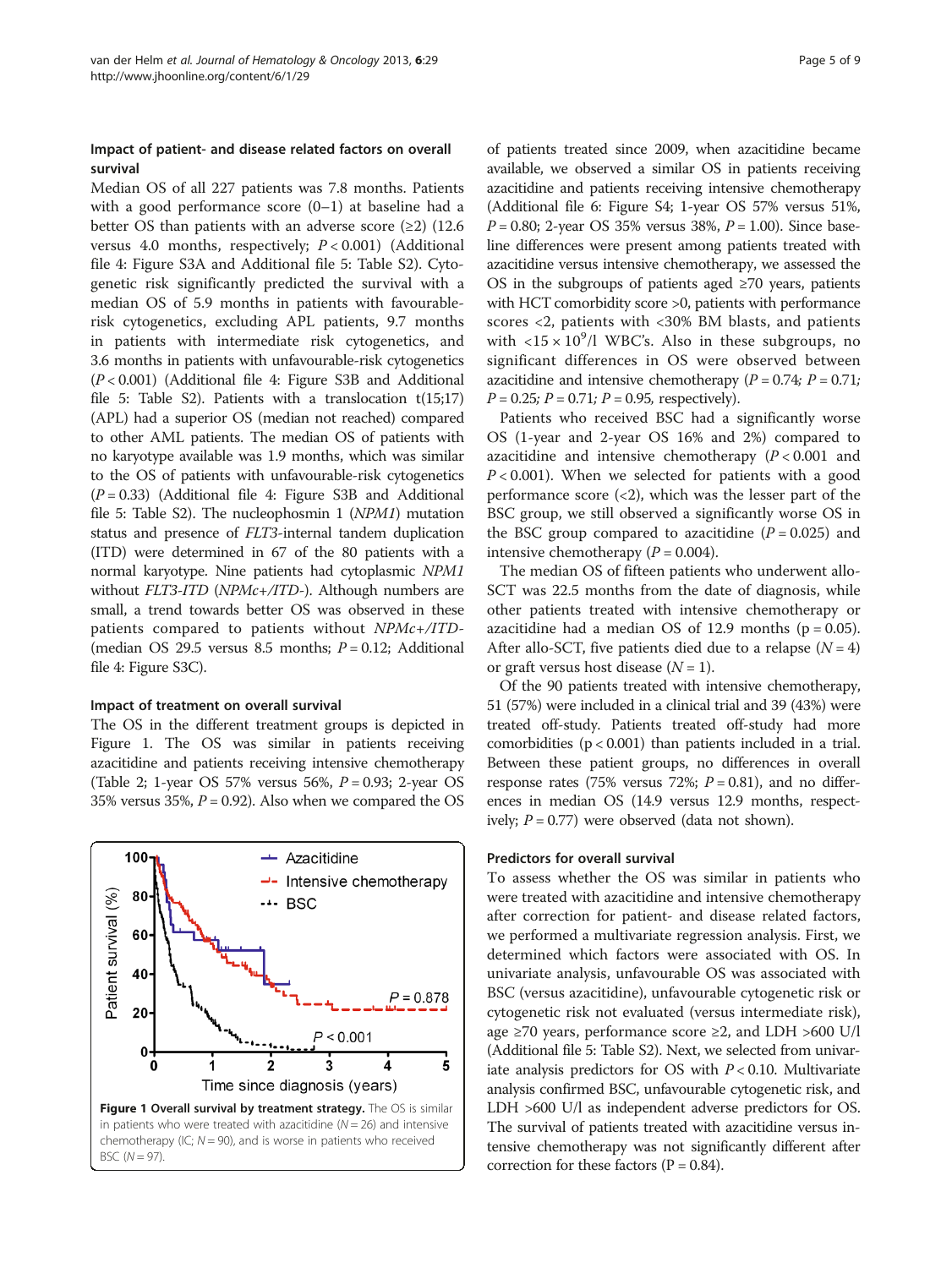### Impact of patient- and disease related factors on overall survival

Median OS of all 227 patients was 7.8 months. Patients with a good performance score (0–1) at baseline had a better OS than patients with an adverse score (≥2) (12.6 versus 4.0 months, respectively; $P < 0.001$) (Additional file 4: Figure S3A and Additional file 5: Table S2). Cytogenetic risk significantly predicted the survival with a median OS of 5.9 months in patients with favourable-risk cytogenetics, excluding APL patients, 9.7 months in patients with intermediate risk cytogenetics, and 3.6 months in patients with unfavourable-risk cytogenetics ($P < 0.001$) (Additional file 4: Figure S3B and Additional file 5: Table S2). Patients with a translocation t(15;17) (APL) had a superior OS (median not reached) compared to other AML patients. The median OS of patients with no karyotype available was 1.9 months, which was similar to the OS of patients with unfavourable-risk cytogenetics ($P = 0.33$) (Additional file 4: Figure S3B and Additional file 5: Table S2). The nucleophosmin 1 (*NPM1*) mutation status and presence of *FLT3*-internal tandem duplication (ITD) were determined in 67 of the 80 patients with a normal karyotype. Nine patients had cytoplasmic *NPM1* without *FLT3-ITD* (*NPMc+/ITD-*). Although numbers are small, a trend towards better OS was observed in these patients compared to patients without *NPMc+/ITD-* (median OS 29.5 versus 8.5 months; $P = 0.12$; Additional file 4: Figure S3C).

### Impact of treatment on overall survival

The OS in the different treatment groups is depicted in Figure 1. The OS was similar in patients receiving azacitidine and patients receiving intensive chemotherapy (Table 2; 1-year OS 57% versus 56%, $P = 0.93$; 2-year OS 35% versus 35%, $P = 0.92$). Also when we compared the OS of patients treated since 2009, when azacitidine became available, we observed a similar OS in patients receiving azacitidine and patients receiving intensive chemotherapy (Additional file 6: Figure S4; 1-year OS 57% versus 51%, $P = 0.80$; 2-year OS 35% versus 38%, $P = 1.00$). Since baseline differences were present among patients treated with azacitidine versus intensive chemotherapy, we assessed the OS in the subgroups of patients aged ≥70 years, patients with HCT comorbidity score >0, patients with performance scores <2, patients with <30% BM blasts, and patients with $<15 \times 10^9$/l WBC's. Also in these subgroups, no significant differences in OS were observed between azacitidine and intensive chemotherapy ($P = 0.74$; $P = 0.71$; $P = 0.25$; $P = 0.71$; $P = 0.95$, respectively).

Patients who received BSC had a significantly worse OS (1-year and 2-year OS 16% and 2%) compared to azacitidine and intensive chemotherapy ($P < 0.001$ and $P < 0.001$). When we selected for patients with a good performance score (<2), which was the lesser part of the BSC group, we still observed a significantly worse OS in the BSC group compared to azacitidine ($P = 0.025$) and intensive chemotherapy ($P = 0.004$).

The median OS of fifteen patients who underwent allo-SCT was 22.5 months from the date of diagnosis, while other patients treated with intensive chemotherapy or azacitidine had a median OS of 12.9 months (p = 0.05). After allo-SCT, five patients died due to a relapse ($N = 4$) or graft versus host disease ($N = 1$).

Of the 90 patients treated with intensive chemotherapy, 51 (57%) were included in a clinical trial and 39 (43%) were treated off-study. Patients treated off-study had more comorbidities (p < 0.001) than patients included in a trial. Between these patient groups, no differences in overall response rates (75% versus 72%; $P = 0.81$), and no differences in median OS (14.9 versus 12.9 months, respectively; $P = 0.77$) were observed (data not shown).

**Figure 1 Overall survival by treatment strategy.** The OS is similar in patients who were treated with azacitidine ($N = 26$) and intensive chemotherapy (IC; $N = 90$), and is worse in patients who received BSC ($N = 97$).

### Predictors for overall survival

To assess whether the OS was similar in patients who were treated with azacitidine and intensive chemotherapy after correction for patient- and disease related factors, we performed a multivariate regression analysis. First, we determined which factors were associated with OS. In univariate analysis, unfavourable OS was associated with BSC (versus azacitidine), unfavourable cytogenetic risk or cytogenetic risk not evaluated (versus intermediate risk), age ≥70 years, performance score ≥2, and LDH >600 U/l (Additional file 5: Table S2). Next, we selected from univariate analysis predictors for OS with $P < 0.10$. Multivariate analysis confirmed BSC, unfavourable cytogenetic risk, and LDH >600 U/l as independent adverse predictors for OS. The survival of patients treated with azacitidine versus intensive chemotherapy was not significantly different after correction for these factors (P = 0.84).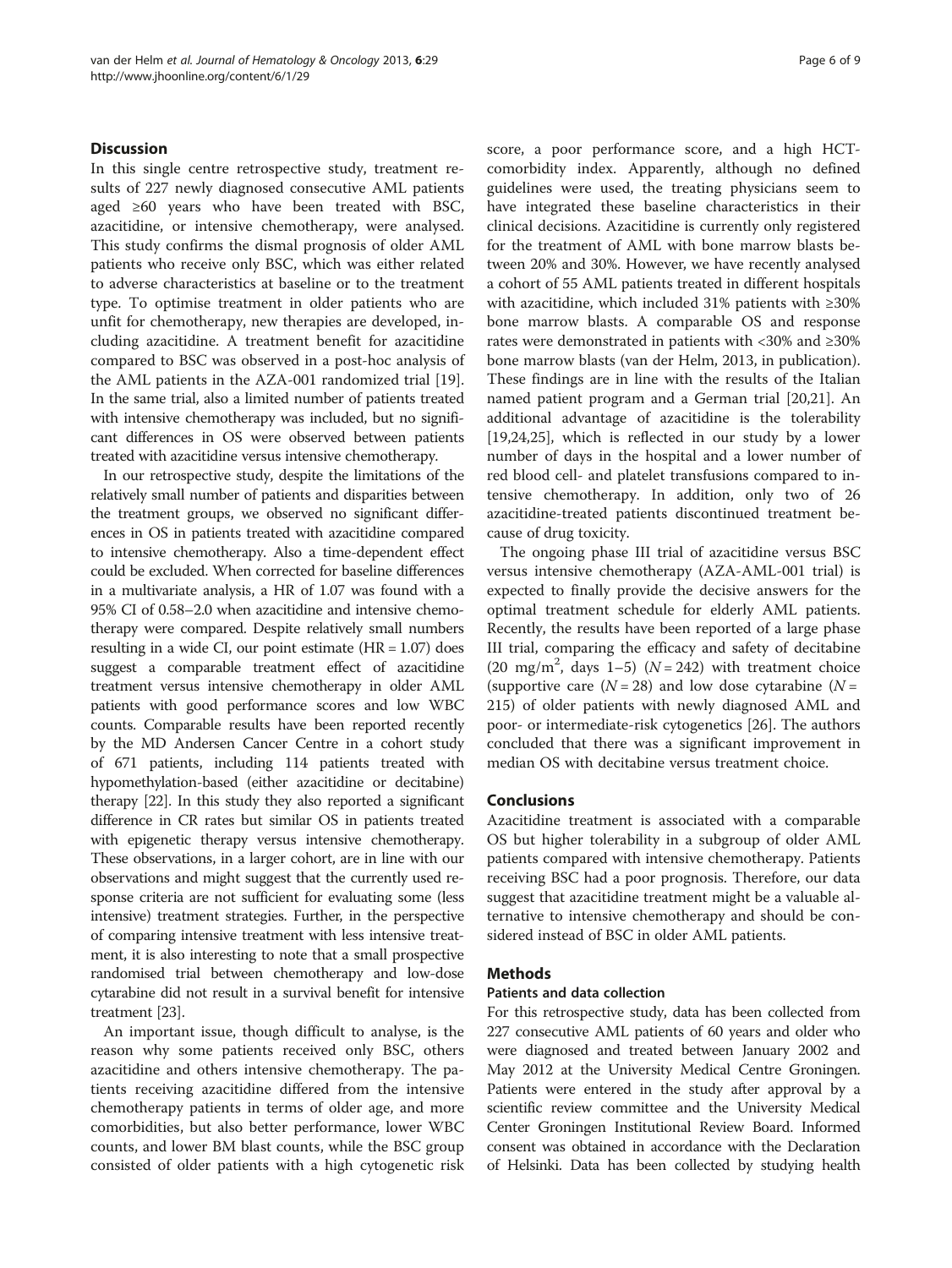## Discussion

In this single centre retrospective study, treatment results of 227 newly diagnosed consecutive AML patients aged ≥60 years who have been treated with BSC, azacitidine, or intensive chemotherapy, were analysed. This study confirms the dismal prognosis of older AML patients who receive only BSC, which was either related to adverse characteristics at baseline or to the treatment type. To optimise treatment in older patients who are unfit for chemotherapy, new therapies are developed, including azacitidine. A treatment benefit for azacitidine compared to BSC was observed in a post-hoc analysis of the AML patients in the AZA-001 randomized trial [19]. In the same trial, also a limited number of patients treated with intensive chemotherapy was included, but no significant differences in OS were observed between patients treated with azacitidine versus intensive chemotherapy.

In our retrospective study, despite the limitations of the relatively small number of patients and disparities between the treatment groups, we observed no significant differences in OS in patients treated with azacitidine compared to intensive chemotherapy. Also a time-dependent effect could be excluded. When corrected for baseline differences in a multivariate analysis, a HR of 1.07 was found with a 95% CI of 0.58–2.0 when azacitidine and intensive chemotherapy were compared. Despite relatively small numbers resulting in a wide CI, our point estimate (HR = 1.07) does suggest a comparable treatment effect of azacitidine treatment versus intensive chemotherapy in older AML patients with good performance scores and low WBC counts. Comparable results have been reported recently by the MD Andersen Cancer Centre in a cohort study of 671 patients, including 114 patients treated with hypomethylation-based (either azacitidine or decitabine) therapy [22]. In this study they also reported a significant difference in CR rates but similar OS in patients treated with epigenetic therapy versus intensive chemotherapy. These observations, in a larger cohort, are in line with our observations and might suggest that the currently used response criteria are not sufficient for evaluating some (less intensive) treatment strategies. Further, in the perspective of comparing intensive treatment with less intensive treatment, it is also interesting to note that a small prospective randomised trial between chemotherapy and low-dose cytarabine did not result in a survival benefit for intensive treatment [23].

An important issue, though difficult to analyse, is the reason why some patients received only BSC, others azacitidine and others intensive chemotherapy. The patients receiving azacitidine differed from the intensive chemotherapy patients in terms of older age, and more comorbidities, but also better performance, lower WBC counts, and lower BM blast counts, while the BSC group consisted of older patients with a high cytogenetic risk score, a poor performance score, and a high HCT-comorbidity index. Apparently, although no defined guidelines were used, the treating physicians seem to have integrated these baseline characteristics in their clinical decisions. Azacitidine is currently only registered for the treatment of AML with bone marrow blasts between 20% and 30%. However, we have recently analysed a cohort of 55 AML patients treated in different hospitals with azacitidine, which included 31% patients with ≥30% bone marrow blasts. A comparable OS and response rates were demonstrated in patients with <30% and ≥30% bone marrow blasts (van der Helm, 2013, in publication). These findings are in line with the results of the Italian named patient program and a German trial [20,21]. An additional advantage of azacitidine is the tolerability [19,24,25], which is reflected in our study by a lower number of days in the hospital and a lower number of red blood cell- and platelet transfusions compared to intensive chemotherapy. In addition, only two of 26 azacitidine-treated patients discontinued treatment because of drug toxicity.

The ongoing phase III trial of azacitidine versus BSC versus intensive chemotherapy (AZA-AML-001 trial) is expected to finally provide the decisive answers for the optimal treatment schedule for elderly AML patients. Recently, the results have been reported of a large phase III trial, comparing the efficacy and safety of decitabine (20 $mg/m^2$, days 1–5) ($N = 242$) with treatment choice (supportive care ($N = 28$) and low dose cytarabine ($N = 215$) of older patients with newly diagnosed AML and poor- or intermediate-risk cytogenetics [26]. The authors concluded that there was a significant improvement in median OS with decitabine versus treatment choice.

## Conclusions

Azacitidine treatment is associated with a comparable OS but higher tolerability in a subgroup of older AML patients compared with intensive chemotherapy. Patients receiving BSC had a poor prognosis. Therefore, our data suggest that azacitidine treatment might be a valuable alternative to intensive chemotherapy and should be considered instead of BSC in older AML patients.

## Methods

### Patients and data collection

For this retrospective study, data has been collected from 227 consecutive AML patients of 60 years and older who were diagnosed and treated between January 2002 and May 2012 at the University Medical Centre Groningen. Patients were entered in the study after approval by a scientific review committee and the University Medical Center Groningen Institutional Review Board. Informed consent was obtained in accordance with the Declaration of Helsinki. Data has been collected by studying health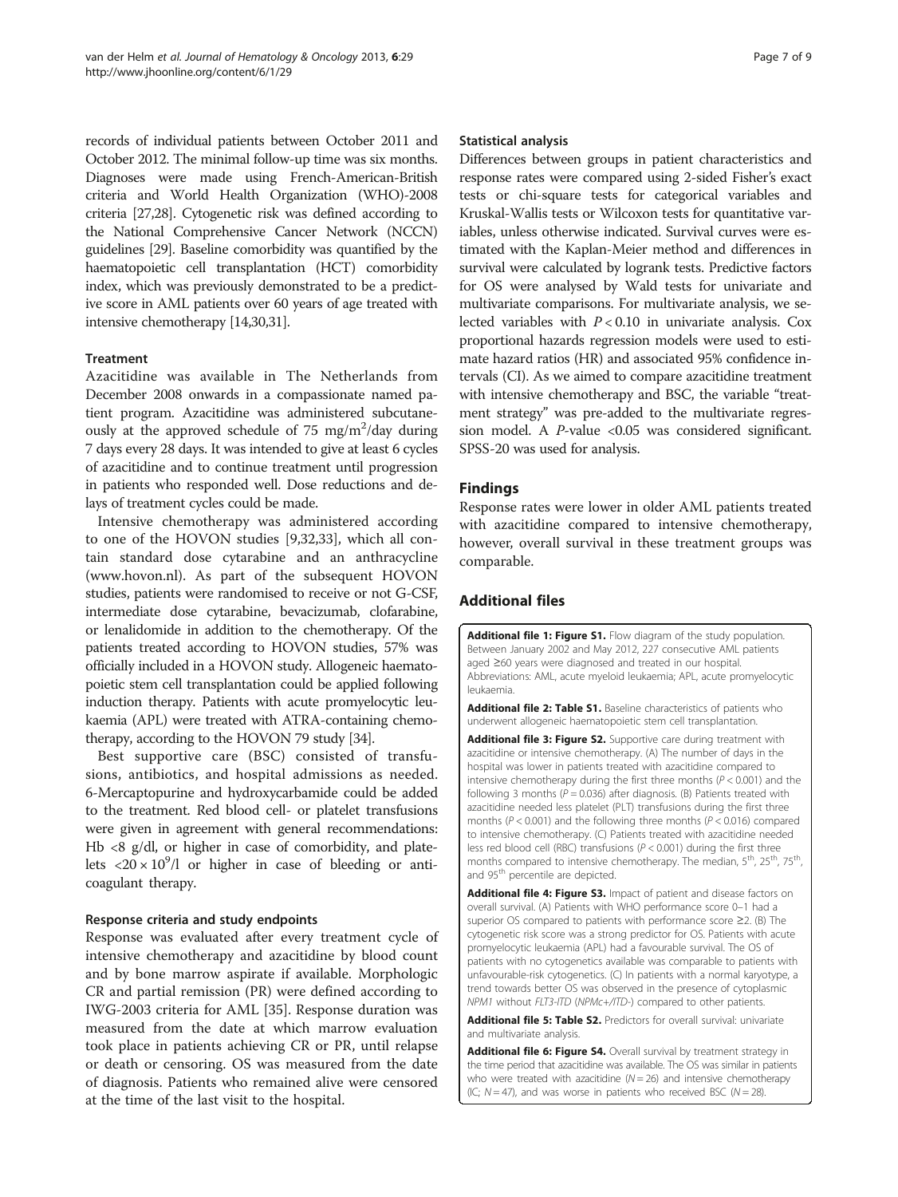records of individual patients between October 2011 and October 2012. The minimal follow-up time was six months. Diagnoses were made using French-American-British criteria and World Health Organization (WHO)-2008 criteria [27,28]. Cytogenetic risk was defined according to the National Comprehensive Cancer Network (NCCN) guidelines [29]. Baseline comorbidity was quantified by the haematopoietic cell transplantation (HCT) comorbidity index, which was previously demonstrated to be a predictive score in AML patients over 60 years of age treated with intensive chemotherapy [14,30,31].

### Treatment

Azacitidine was available in The Netherlands from December 2008 onwards in a compassionate named patient program. Azacitidine was administered subcutaneously at the approved schedule of 75 mg/m$^2$/day during 7 days every 28 days. It was intended to give at least 6 cycles of azacitidine and to continue treatment until progression in patients who responded well. Dose reductions and delays of treatment cycles could be made.

Intensive chemotherapy was administered according to one of the HOVON studies [9,32,33], which all contain standard dose cytarabine and an anthracycline (www.hovon.nl). As part of the subsequent HOVON studies, patients were randomised to receive or not G-CSF, intermediate dose cytarabine, bevacizumab, clofarabine, or lenalidomide in addition to the chemotherapy. Of the patients treated according to HOVON studies, 57% was officially included in a HOVON study. Allogeneic haematopoietic stem cell transplantation could be applied following induction therapy. Patients with acute promyelocytic leukaemia (APL) were treated with ATRA-containing chemotherapy, according to the HOVON 79 study [34].

Best supportive care (BSC) consisted of transfusions, antibiotics, and hospital admissions as needed. 6-Mercaptopurine and hydroxycarbamide could be added to the treatment. Red blood cell- or platelet transfusions were given in agreement with general recommendations: Hb <8 g/dl, or higher in case of comorbidity, and platelets $<20 \times 10^9$/l or higher in case of bleeding or anticoagulant therapy.

### Response criteria and study endpoints

Response was evaluated after every treatment cycle of intensive chemotherapy and azacitidine by blood count and by bone marrow aspirate if available. Morphologic CR and partial remission (PR) were defined according to IWG-2003 criteria for AML [35]. Response duration was measured from the date at which marrow evaluation took place in patients achieving CR or PR, until relapse or death or censoring. OS was measured from the date of diagnosis. Patients who remained alive were censored at the time of the last visit to the hospital.

### Statistical analysis

Differences between groups in patient characteristics and response rates were compared using 2-sided Fisher's exact tests or chi-square tests for categorical variables and Kruskal-Wallis tests or Wilcoxon tests for quantitative variables, unless otherwise indicated. Survival curves were estimated with the Kaplan-Meier method and differences in survival were calculated by logrank tests. Predictive factors for OS were analysed by Wald tests for univariate and multivariate comparisons. For multivariate analysis, we selected variables with $P < 0.10$ in univariate analysis. Cox proportional hazards regression models were used to estimate hazard ratios (HR) and associated 95% confidence intervals (CI). As we aimed to compare azacitidine treatment with intensive chemotherapy and BSC, the variable "treatment strategy" was pre-added to the multivariate regression model. A *P*-value <0.05 was considered significant. SPSS-20 was used for analysis.

## Findings

Response rates were lower in older AML patients treated with azacitidine compared to intensive chemotherapy, however, overall survival in these treatment groups was comparable.

## Additional files

**Additional file 1: Figure S1.** Flow diagram of the study population. Between January 2002 and May 2012, 227 consecutive AML patients aged ≥60 years were diagnosed and treated in our hospital. Abbreviations: AML, acute myeloid leukaemia; APL, acute promyelocytic leukaemia.

**Additional file 2: Table S1.** Baseline characteristics of patients who underwent allogeneic haematopoietic stem cell transplantation.

**Additional file 3: Figure S2.** Supportive care during treatment with azacitidine or intensive chemotherapy. (A) The number of days in the hospital was lower in patients treated with azacitidine compared to intensive chemotherapy during the first three months ($P < 0.001$) and the following 3 months ($P = 0.036$) after diagnosis. (B) Patients treated with azacitidine needed less platelet (PLT) transfusions during the first three months ($P < 0.001$) and the following three months ($P < 0.016$) compared to intensive chemotherapy. (C) Patients treated with azacitidine needed less red blood cell (RBC) transfusions ($P < 0.001$) during the first three months compared to intensive chemotherapy. The median, 5$^{th}$, 25$^{th}$, 75$^{th}$, and 95$^{th}$ percentile are depicted.

**Additional file 4: Figure S3.** Impact of patient and disease factors on overall survival. (A) Patients with WHO performance score 0–1 had a superior OS compared to patients with performance score ≥2. (B) The cytogenetic risk score was a strong predictor for OS. Patients with acute promyelocytic leukaemia (APL) had a favourable survival. The OS of patients with no cytogenetics available was comparable to patients with unfavourable-risk cytogenetics. (C) In patients with a normal karyotype, a trend towards better OS was observed in the presence of cytoplasmic *NPM1* without *FLT3-ITD* (*NPMc+/ITD-*) compared to other patients.

**Additional file 5: Table S2.** Predictors for overall survival: univariate and multivariate analysis.

**Additional file 6: Figure S4.** Overall survival by treatment strategy in the time period that azacitidine was available. The OS was similar in patients who were treated with azacitidine ($N = 26$) and intensive chemotherapy (IC; $N = 47$), and was worse in patients who received BSC ($N = 28$).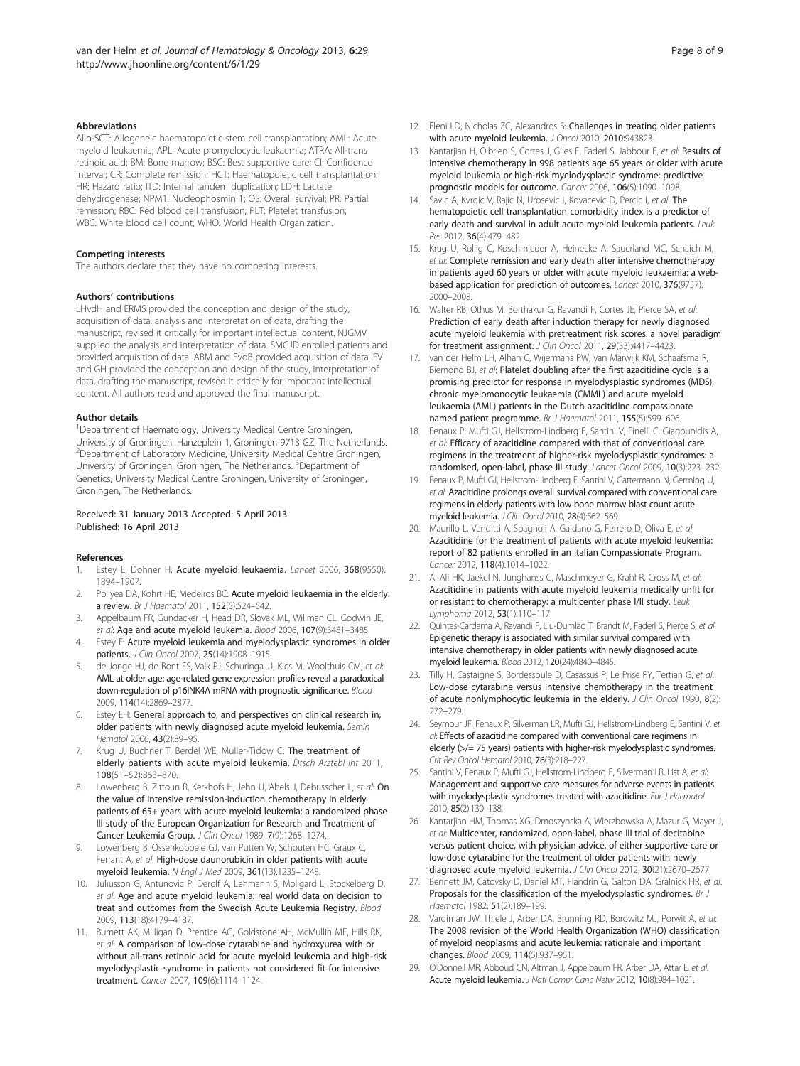### Abbreviations

Allo-SCT: Allogeneic haematopoietic stem cell transplantation; AML: Acute myeloid leukaemia; APL: Acute promyelocytic leukaemia; ATRA: All-trans retinoic acid; BM: Bone marrow; BSC: Best supportive care; CI: Confidence interval; CR: Complete remission; HCT: Haematopoietic cell transplantation; HR: Hazard ratio; ITD: Internal tandem duplication; LDH: Lactate dehydrogenase; NPM1: Nucleophosmin 1; OS: Overall survival; PR: Partial remission; RBC: Red blood cell transfusion; PLT: Platelet transfusion; WBC: White blood cell count; WHO: World Health Organization.

### Competing interests

The authors declare that they have no competing interests.

### Authors' contributions

LHvdH and ERMS provided the conception and design of the study, acquisition of data, analysis and interpretation of data, drafting the manuscript, revised it critically for important intellectual content. NJGMV supplied the analysis and interpretation of data. SMGJD enrolled patients and provided acquisition of data. ABM and EvdB provided acquisition of data. EV and GH provided the conception and design of the study, interpretation of data, drafting the manuscript, revised it critically for important intellectual content. All authors read and approved the final manuscript.

### Author details

[1]Department of Haematology, University Medical Centre Groningen, University of Groningen, Hanzeplein 1, Groningen 9713 GZ, The Netherlands. [2]Department of Laboratory Medicine, University Medical Centre Groningen, University of Groningen, Groningen, The Netherlands. [3]Department of Genetics, University Medical Centre Groningen, University of Groningen, Groningen, The Netherlands.

Received: 31 January 2013 Accepted: 5 April 2013
Published: 16 April 2013

### References

1. Estey E, Dohner H: **Acute myeloid leukaemia.** *Lancet* 2006, **368**(9550): 1894–1907.
2. Pollyea DA, Kohrt HE, Medeiros BC: **Acute myeloid leukaemia in the elderly: a review.** *Br J Haematol* 2011, **152**(5):524–542.
3. Appelbaum FR, Gundacker H, Head DR, Slovak ML, Willman CL, Godwin JE, *et al*: **Age and acute myeloid leukemia.** *Blood* 2006, **107**(9):3481–3485.
4. Estey E: **Acute myeloid leukemia and myelodysplastic syndromes in older patients.** *J Clin Oncol* 2007, **25**(14):1908–1915.
5. de Jonge HJ, de Bont ES, Valk PJ, Schuringa JJ, Kies M, Woolthuis CM, *et al*: **AML at older age: age-related gene expression profiles reveal a paradoxical down-regulation of p16INK4A mRNA with prognostic significance.** *Blood* 2009, **114**(14):2869–2877.
6. Estey EH: **General approach to, and perspectives on clinical research in, older patients with newly diagnosed acute myeloid leukemia.** *Semin Hematol* 2006, **43**(2):89–95.
7. Krug U, Buchner T, Berdel WE, Muller-Tidow C: **The treatment of elderly patients with acute myeloid leukemia.** *Dtsch Arztebl Int* 2011, **108**(51–52):863–870.
8. Lowenberg B, Zittoun R, Kerkhofs H, Jehn U, Abels J, Debusscher L, *et al*: **On the value of intensive remission-induction chemotherapy in elderly patients of 65+ years with acute myeloid leukemia: a randomized phase III study of the European Organization for Research and Treatment of Cancer Leukemia Group.** *J Clin Oncol* 1989, **7**(9):1268–1274.
9. Lowenberg B, Ossenkoppele GJ, van Putten W, Schouten HC, Graux C, Ferrant A, *et al*: **High-dose daunorubicin in older patients with acute myeloid leukemia.** *N Engl J Med* 2009, **361**(13):1235–1248.
10. Juliusson G, Antunovic P, Derolf A, Lehmann S, Mollgard L, Stockelberg D, *et al*: **Age and acute myeloid leukemia: real world data on decision to treat and outcomes from the Swedish Acute Leukemia Registry.** *Blood* 2009, **113**(18):4179–4187.
11. Burnett AK, Milligan D, Prentice AG, Goldstone AH, McMullin MF, Hills RK, *et al*: **A comparison of low-dose cytarabine and hydroxyurea with or without all-trans retinoic acid for acute myeloid leukemia and high-risk myelodysplastic syndrome in patients not considered fit for intensive treatment.** *Cancer* 2007, **109**(6):1114–1124.
12. Eleni LD, Nicholas ZC, Alexandros S: **Challenges in treating older patients with acute myeloid leukemia.** *J Oncol* 2010, **2010**:943823.
13. Kantarjian H, O'brien S, Cortes J, Giles F, Faderl S, Jabbour E, *et al*: **Results of intensive chemotherapy in 998 patients age 65 years or older with acute myeloid leukemia or high-risk myelodysplastic syndrome: predictive prognostic models for outcome.** *Cancer* 2006, **106**(5):1090–1098.
14. Savic A, Kvrgic V, Rajic N, Urosevic I, Kovacevic D, Percic I, *et al*: **The hematopoietic cell transplantation comorbidity index is a predictor of early death and survival in adult acute myeloid leukemia patients.** *Leuk Res* 2012, **36**(4):479–482.
15. Krug U, Rollig C, Koschmieder A, Heinecke A, Sauerland MC, Schaich M, *et al*: **Complete remission and early death after intensive chemotherapy in patients aged 60 years or older with acute myeloid leukaemia: a web-based application for prediction of outcomes.** *Lancet* 2010, **376**(9757): 2000–2008.
16. Walter RB, Othus M, Borthakur G, Ravandi F, Cortes JE, Pierce SA, *et al*: **Prediction of early death after induction therapy for newly diagnosed acute myeloid leukemia with pretreatment risk scores: a novel paradigm for treatment assignment.** *J Clin Oncol* 2011, **29**(33):4417–4423.
17. van der Helm LH, Alhan C, Wijermans PW, van Marwijk KM, Schaafsma R, Biemond BJ, *et al*: **Platelet doubling after the first azacitidine cycle is a promising predictor for response in myelodysplastic syndromes (MDS), chronic myelomonocytic leukaemia (CMML) and acute myeloid leukaemia (AML) patients in the Dutch azacitidine compassionate named patient programme.** *Br J Haematol* 2011, **155**(5):599–606.
18. Fenaux P, Mufti GJ, Hellstrom-Lindberg E, Santini V, Finelli C, Giagounidis A, *et al*: **Efficacy of azacitidine compared with that of conventional care regimens in the treatment of higher-risk myelodysplastic syndromes: a randomised, open-label, phase III study.** *Lancet Oncol* 2009, **10**(3):223–232.
19. Fenaux P, Mufti GJ, Hellstrom-Lindberg E, Santini V, Gattermann N, Germing U, *et al*: **Azacitidine prolongs overall survival compared with conventional care regimens in elderly patients with low bone marrow blast count acute myeloid leukemia.** *J Clin Oncol* 2010, **28**(4):562–569.
20. Maurillo L, Venditti A, Spagnoli A, Gaidano G, Ferrero D, Oliva E, *et al*: **Azacitidine for the treatment of patients with acute myeloid leukemia: report of 82 patients enrolled in an Italian Compassionate Program.** *Cancer* 2012, **118**(4):1014–1022.
21. Al-Ali HK, Jaekel N, Junghanss C, Maschmeyer G, Krahl R, Cross M, *et al*: **Azacitidine in patients with acute myeloid leukemia medically unfit for or resistant to chemotherapy: a multicenter phase I/II study.** *Leuk Lymphoma* 2012, **53**(1):110–117.
22. Quintas-Cardama A, Ravandi F, Liu-Dumlao T, Brandt M, Faderl S, Pierce S, *et al*: **Epigenetic therapy is associated with similar survival compared with intensive chemotherapy in older patients with newly diagnosed acute myeloid leukemia.** *Blood* 2012, **120**(24):4840–4845.
23. Tilly H, Castaigne S, Bordessoule D, Casassus P, Le Prise PY, Tertian G, *et al*: **Low-dose cytarabine versus intensive chemotherapy in the treatment of acute nonlymphocytic leukemia in the elderly.** *J Clin Oncol* 1990, **8**(2): 272–279.
24. Seymour JF, Fenaux P, Silverman LR, Mufti GJ, Hellstrom-Lindberg E, Santini V, *et al*: **Effects of azacitidine compared with conventional care regimens in elderly (>/= 75 years) patients with higher-risk myelodysplastic syndromes.** *Crit Rev Oncol Hematol* 2010, **76**(3):218–227.
25. Santini V, Fenaux P, Mufti GJ, Hellstrom-Lindberg E, Silverman LR, List A, *et al*: **Management and supportive care measures for adverse events in patients with myelodysplastic syndromes treated with azacitidine.** *Eur J Haematol* 2010, **85**(2):130–138.
26. Kantarjian HM, Thomas XG, Dmoszynska A, Wierzbowska A, Mazur G, Mayer J, *et al*: **Multicenter, randomized, open-label, phase III trial of decitabine versus patient choice, with physician advice, of either supportive care or low-dose cytarabine for the treatment of older patients with newly diagnosed acute myeloid leukemia.** *J Clin Oncol* 2012, **30**(21):2670–2677.
27. Bennett JM, Catovsky D, Daniel MT, Flandrin G, Galton DA, Gralnick HR, *et al*: **Proposals for the classification of the myelodysplastic syndromes.** *Br J Haematol* 1982, **51**(2):189–199.
28. Vardiman JW, Thiele J, Arber DA, Brunning RD, Borowitz MJ, Porwit A, *et al*: **The 2008 revision of the World Health Organization (WHO) classification of myeloid neoplasms and acute leukemia: rationale and important changes.** *Blood* 2009, **114**(5):937–951.
29. O'Donnell MR, Abboud CN, Altman J, Appelbaum FR, Arber DA, Attar E, *et al*: **Acute myeloid leukemia.** *J Natl Compr Canc Netw* 2012, **10**(8):984–1021.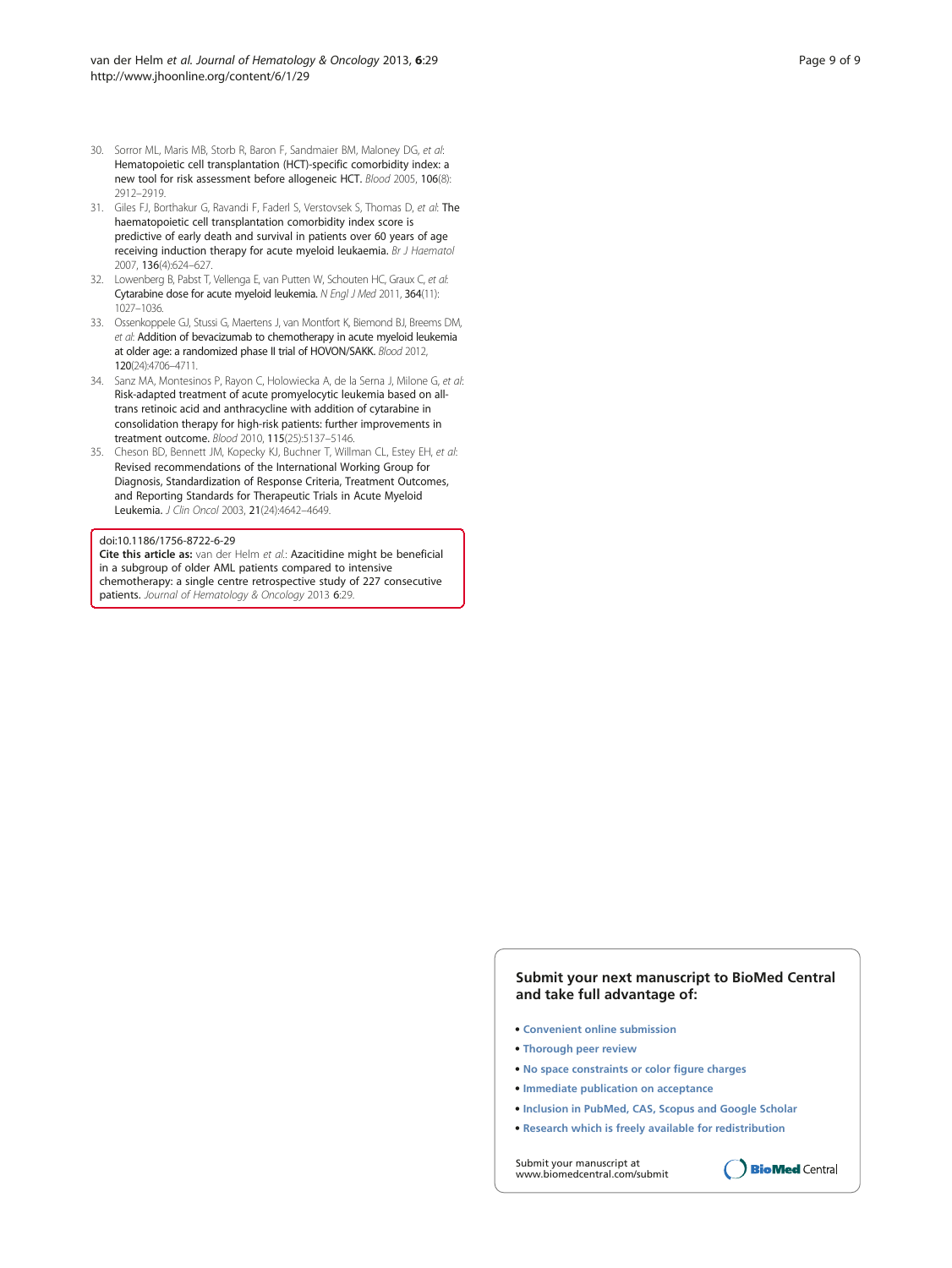30. Sorror ML, Maris MB, Storb R, Baron F, Sandmaier BM, Maloney DG, *et al*: Hematopoietic cell transplantation (HCT)-specific comorbidity index: a new tool for risk assessment before allogeneic HCT. *Blood* 2005, **106**(8): 2912–2919.
31. Giles FJ, Borthakur G, Ravandi F, Faderl S, Verstovsek S, Thomas D, *et al*: The haematopoietic cell transplantation comorbidity index score is predictive of early death and survival in patients over 60 years of age receiving induction therapy for acute myeloid leukaemia. *Br J Haematol* 2007, **136**(4):624–627.
32. Lowenberg B, Pabst T, Vellenga E, van Putten W, Schouten HC, Graux C, *et al*: Cytarabine dose for acute myeloid leukemia. *N Engl J Med* 2011, **364**(11): 1027–1036.
33. Ossenkoppele GJ, Stussi G, Maertens J, van Montfort K, Biemond BJ, Breems DM, *et al*: Addition of bevacizumab to chemotherapy in acute myeloid leukemia at older age: a randomized phase II trial of HOVON/SAKK. *Blood* 2012, **120**(24):4706–4711.
34. Sanz MA, Montesinos P, Rayon C, Holowiecka A, de la Serna J, Milone G, *et al*: Risk-adapted treatment of acute promyelocytic leukemia based on all-trans retinoic acid and anthracycline with addition of cytarabine in consolidation therapy for high-risk patients: further improvements in treatment outcome. *Blood* 2010, **115**(25):5137–5146.
35. Cheson BD, Bennett JM, Kopecky KJ, Buchner T, Willman CL, Estey EH, *et al*: Revised recommendations of the International Working Group for Diagnosis, Standardization of Response Criteria, Treatment Outcomes, and Reporting Standards for Therapeutic Trials in Acute Myeloid Leukemia. *J Clin Oncol* 2003, **21**(24):4642–4649.

doi:10.1186/1756-8722-6-29

**Cite this article as:** van der Helm *et al.*: Azacitidine might be beneficial in a subgroup of older AML patients compared to intensive chemotherapy: a single centre retrospective study of 227 consecutive patients. *Journal of Hematology & Oncology* 2013 **6**:29.

**Submit your next manuscript to BioMed Central and take full advantage of:**

- **Convenient online submission**
- **Thorough peer review**
- **No space constraints or color figure charges**
- **Immediate publication on acceptance**
- **Inclusion in PubMed, CAS, Scopus and Google Scholar**
- **Research which is freely available for redistribution**

Submit your manuscript at www.biomedcentral.com/submit

BioMed Central